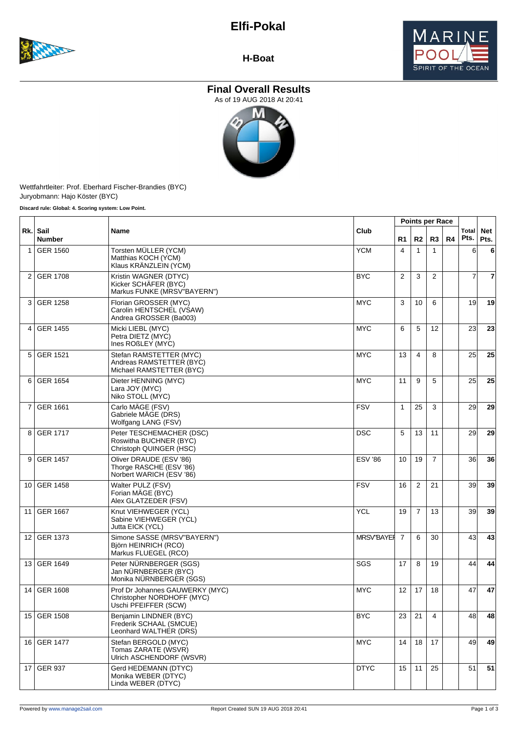# Elfi-Pokal

## H-Boat

### Final Overall Results

As of 19 AUG 2018 At 20:41

Wettfahrtleiter: Prof. Eberhard Fischer-Brandies (BYC)
Juryobmann: Hajo Köster (BYC)

**Discard rule: Global: 4. Scoring system: Low Point.**

| Rk. | Sail Number | Name | Club | Points per Race | | | | Total Pts. | Net Pts. |
|---|---|---|---|---|---|---|---|---|---|
| | | | | R1 | R2 | R3 | R4 | | |
| 1 | GER 1560 | Torsten MÜLLER (YCM)<br>Matthias KOCH (YCM)<br>Klaus KRÄNZLEIN (YCM) | YCM | 4 | 1 | 1 | | 6 | **6** |
| 2 | GER 1708 | Kristin WAGNER (DTYC)<br>Kicker SCHÄFER (BYC)<br>Markus FUNKE (MRSV"BAYERN") | BYC | 2 | 3 | 2 | | 7 | **7** |
| 3 | GER 1258 | Florian GROSSER (MYC)<br>Carolin HENTSCHEL (VSAW)<br>Andrea GROSSER (Ba003) | MYC | 3 | 10 | 6 | | 19 | **19** |
| 4 | GER 1455 | Micki LIEBL (MYC)<br>Petra DIETZ (MYC)<br>Ines ROßLEY (MYC) | MYC | 6 | 5 | 12 | | 23 | **23** |
| 5 | GER 1521 | Stefan RAMSTETTER (MYC)<br>Andreas RAMSTETTER (BYC)<br>Michael RAMSTETTER (BYC) | MYC | 13 | 4 | 8 | | 25 | **25** |
| 6 | GER 1654 | Dieter HENNING (MYC)<br>Lara JOY (MYC)<br>Niko STOLL (MYC) | MYC | 11 | 9 | 5 | | 25 | **25** |
| 7 | GER 1661 | Carlo MÄGE (FSV)<br>Gabriele MÄGE (DRS)<br>Wolfgang LANG (FSV) | FSV | 1 | 25 | 3 | | 29 | **29** |
| 8 | GER 1717 | Peter TESCHEMACHER (DSC)<br>Roswitha BUCHNER (BYC)<br>Christoph QUINGER (HSC) | DSC | 5 | 13 | 11 | | 29 | **29** |
| 9 | GER 1457 | Oliver DRAUDE (ESV '86)<br>Thorge RASCHE (ESV '86)<br>Norbert WARICH (ESV '86) | ESV '86 | 10 | 19 | 7 | | 36 | **36** |
| 10 | GER 1458 | Walter PULZ (FSV)<br>Forian MÄGE (BYC)<br>Alex GLATZEDER (FSV) | FSV | 16 | 2 | 21 | | 39 | **39** |
| 11 | GER 1667 | Knut VIEHWEGER (YCL)<br>Sabine VIEHWEGER (YCL)<br>Jutta EICK (YCL) | YCL | 19 | 7 | 13 | | 39 | **39** |
| 12 | GER 1373 | Simone SASSE (MRSV"BAYERN")<br>Björn HEINRICH (RCO)<br>Markus FLUEGEL (RCO) | MRSV"BAYEI | 7 | 6 | 30 | | 43 | **43** |
| 13 | GER 1649 | Peter NÜRNBERGER (SGS)<br>Jan NÜRNBERGER (BYC)<br>Monika NÜRNBERGER (SGS) | SGS | 17 | 8 | 19 | | 44 | **44** |
| 14 | GER 1608 | Prof Dr Johannes GAUWERKY (MYC)<br>Christopher NORDHOFF (MYC)<br>Uschi PFEIFFER (SCW) | MYC | 12 | 17 | 18 | | 47 | **47** |
| 15 | GER 1508 | Benjamin LINDNER (BYC)<br>Frederik SCHAAL (SMCUE)<br>Leonhard WALTHER (DRS) | BYC | 23 | 21 | 4 | | 48 | **48** |
| 16 | GER 1477 | Stefan BERGOLD (MYC)<br>Tomas ZARATE (WSVR)<br>Ulrich ASCHENDORF (WSVR) | MYC | 14 | 18 | 17 | | 49 | **49** |
| 17 | GER 937 | Gerd HEDEMANN (DTYC)<br>Monika WEBER (DTYC)<br>Linda WEBER (DTYC) | DTYC | 15 | 11 | 25 | | 51 | **51** |

Powered by www.manage2sail.com — Report Created SUN 19 AUG 2018 20:41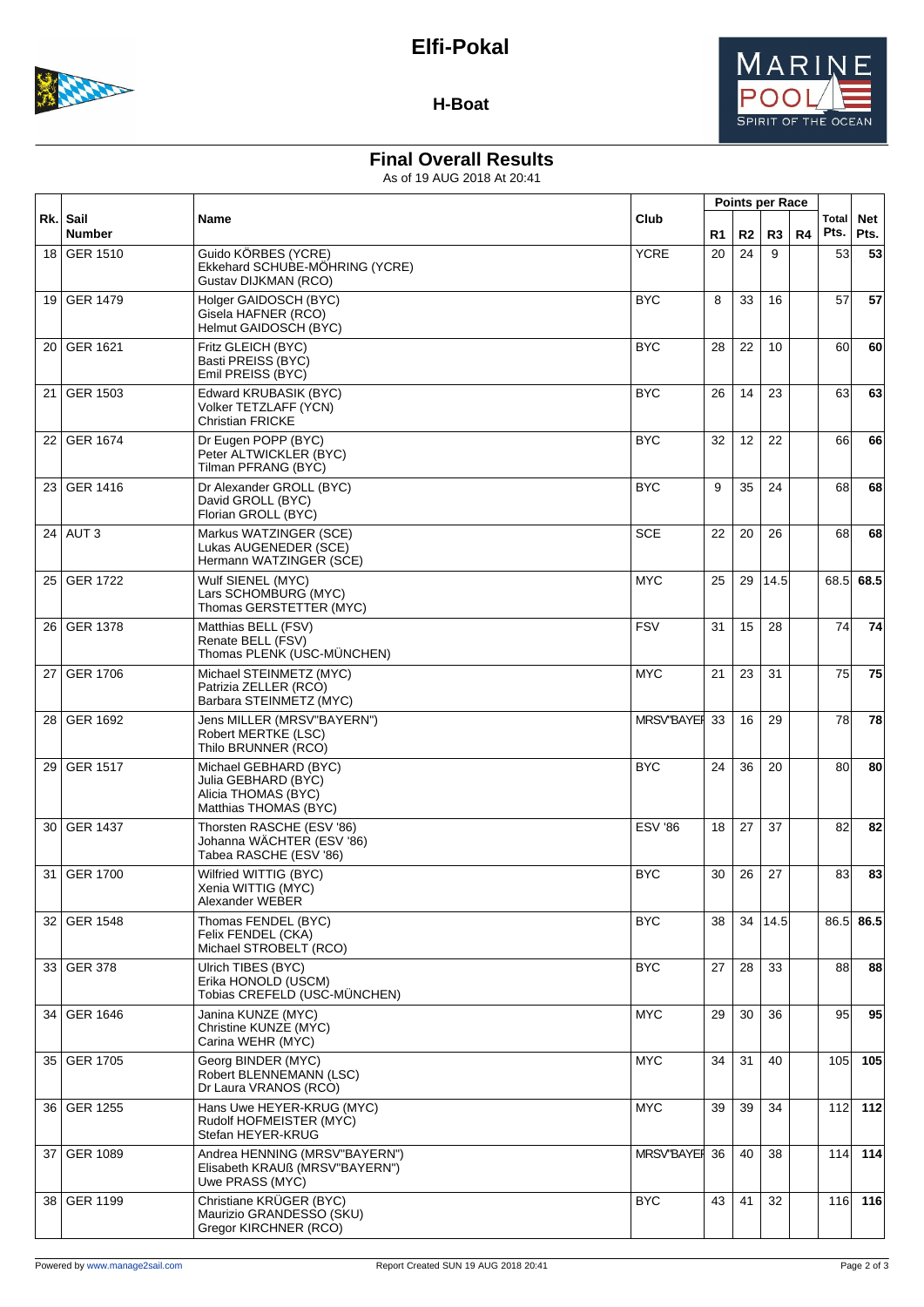# Elfi-Pokal

## H-Boat

### Final Overall Results

As of 19 AUG 2018 At 20:41

| Rk. | Sail Number | Name | Club | Points per Race | | | | Total Pts. | Net Pts. |
|---|---|---|---|---|---|---|---|---|---|
| | | | | R1 | R2 | R3 | R4 | | |
| 18 | GER 1510 | Guido KÖRBES (YCRE)<br>Ekkehard SCHUBE-MÖHRING (YCRE)<br>Gustav DIJKMAN (RCO) | YCRE | 20 | 24 | 9 | | 53 | **53** |
| 19 | GER 1479 | Holger GAIDOSCH (BYC)<br>Gisela HAFNER (RCO)<br>Helmut GAIDOSCH (BYC) | BYC | 8 | 33 | 16 | | 57 | **57** |
| 20 | GER 1621 | Fritz GLEICH (BYC)<br>Basti PREISS (BYC)<br>Emil PREISS (BYC) | BYC | 28 | 22 | 10 | | 60 | **60** |
| 21 | GER 1503 | Edward KRUBASIK (BYC)<br>Volker TETZLAFF (YCN)<br>Christian FRICKE | BYC | 26 | 14 | 23 | | 63 | **63** |
| 22 | GER 1674 | Dr Eugen POPP (BYC)<br>Peter ALTWICKLER (BYC)<br>Tilman PFRANG (BYC) | BYC | 32 | 12 | 22 | | 66 | **66** |
| 23 | GER 1416 | Dr Alexander GROLL (BYC)<br>David GROLL (BYC)<br>Florian GROLL (BYC) | BYC | 9 | 35 | 24 | | 68 | **68** |
| 24 | AUT 3 | Markus WATZINGER (SCE)<br>Lukas AUGENEDER (SCE)<br>Hermann WATZINGER (SCE) | SCE | 22 | 20 | 26 | | 68 | **68** |
| 25 | GER 1722 | Wulf SIENEL (MYC)<br>Lars SCHOMBURG (MYC)<br>Thomas GERSTETTER (MYC) | MYC | 25 | 29 | 14.5 | | 68.5 | **68.5** |
| 26 | GER 1378 | Matthias BELL (FSV)<br>Renate BELL (FSV)<br>Thomas PLENK (USC-MÜNCHEN) | FSV | 31 | 15 | 28 | | 74 | **74** |
| 27 | GER 1706 | Michael STEINMETZ (MYC)<br>Patrizia ZELLER (RCO)<br>Barbara STEINMETZ (MYC) | MYC | 21 | 23 | 31 | | 75 | **75** |
| 28 | GER 1692 | Jens MILLER (MRSV"BAYERN")<br>Robert MERTKE (LSC)<br>Thilo BRUNNER (RCO) | MRSV"BAYEF | 33 | 16 | 29 | | 78 | **78** |
| 29 | GER 1517 | Michael GEBHARD (BYC)<br>Julia GEBHARD (BYC)<br>Alicia THOMAS (BYC)<br>Matthias THOMAS (BYC) | BYC | 24 | 36 | 20 | | 80 | **80** |
| 30 | GER 1437 | Thorsten RASCHE (ESV '86)<br>Johanna WÄCHTER (ESV '86)<br>Tabea RASCHE (ESV '86) | ESV '86 | 18 | 27 | 37 | | 82 | **82** |
| 31 | GER 1700 | Wilfried WITTIG (BYC)<br>Xenia WITTIG (MYC)<br>Alexander WEBER | BYC | 30 | 26 | 27 | | 83 | **83** |
| 32 | GER 1548 | Thomas FENDEL (BYC)<br>Felix FENDEL (CKA)<br>Michael STROBELT (RCO) | BYC | 38 | 34 | 14.5 | | 86.5 | **86.5** |
| 33 | GER 378 | Ulrich TIBES (BYC)<br>Erika HONOLD (USCM)<br>Tobias CREFELD (USC-MÜNCHEN) | BYC | 27 | 28 | 33 | | 88 | **88** |
| 34 | GER 1646 | Janina KUNZE (MYC)<br>Christine KUNZE (MYC)<br>Carina WEHR (MYC) | MYC | 29 | 30 | 36 | | 95 | **95** |
| 35 | GER 1705 | Georg BINDER (MYC)<br>Robert BLENNEMANN (LSC)<br>Dr Laura VRANOS (RCO) | MYC | 34 | 31 | 40 | | 105 | **105** |
| 36 | GER 1255 | Hans Uwe HEYER-KRUG (MYC)<br>Rudolf HOFMEISTER (MYC)<br>Stefan HEYER-KRUG | MYC | 39 | 39 | 34 | | 112 | **112** |
| 37 | GER 1089 | Andrea HENNING (MRSV"BAYERN")<br>Elisabeth KRAUß (MRSV"BAYERN")<br>Uwe PRASS (MYC) | MRSV"BAYEF | 36 | 40 | 38 | | 114 | **114** |
| 38 | GER 1199 | Christiane KRÜGER (BYC)<br>Maurizio GRANDESSO (SKU)<br>Gregor KIRCHNER (RCO) | BYC | 43 | 41 | 32 | | 116 | **116** |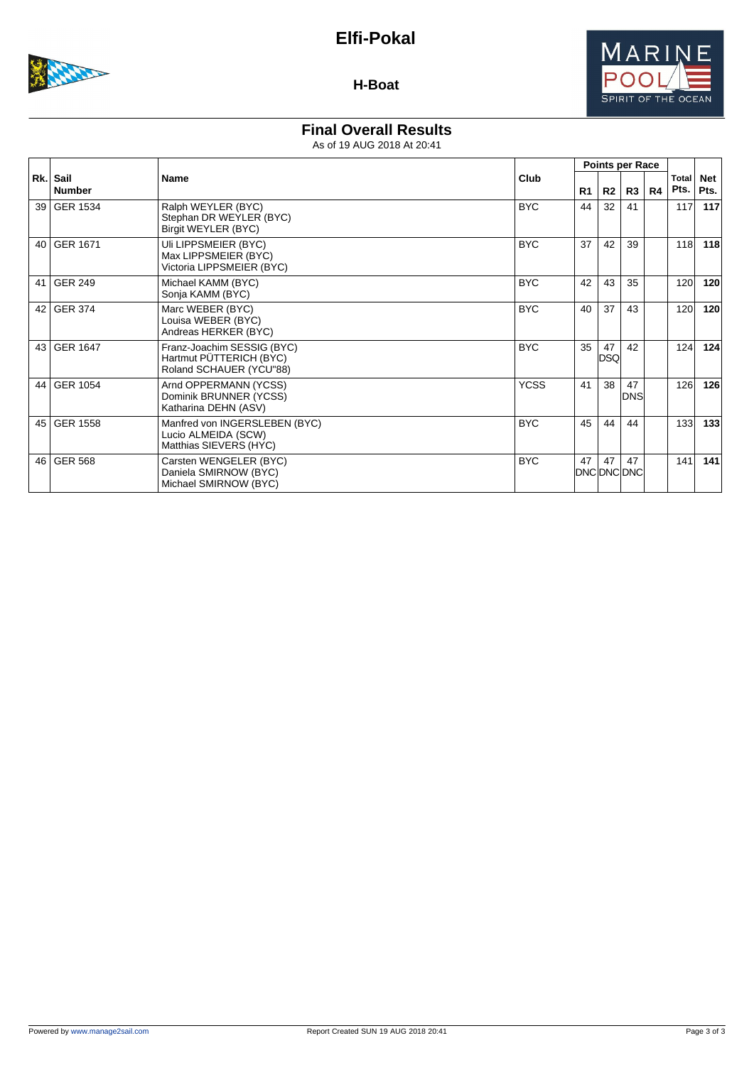# Elfi-Pokal

## H-Boat

## Final Overall Results

As of 19 AUG 2018 At 20:41

| Rk. | Sail Number | Name | Club | Points per Race R1 | R2 | R3 | R4 | Total Pts. | Net Pts. |
|---|---|---|---|---|---|---|---|---|---|
| 39 | GER 1534 | Ralph WEYLER (BYC)<br>Stephan DR WEYLER (BYC)<br>Birgit WEYLER (BYC) | BYC | 44 | 32 | 41 | | 117 | **117** |
| 40 | GER 1671 | Uli LIPPSMEIER (BYC)<br>Max LIPPSMEIER (BYC)<br>Victoria LIPPSMEIER (BYC) | BYC | 37 | 42 | 39 | | 118 | **118** |
| 41 | GER 249 | Michael KAMM (BYC)<br>Sonja KAMM (BYC) | BYC | 42 | 43 | 35 | | 120 | **120** |
| 42 | GER 374 | Marc WEBER (BYC)<br>Louisa WEBER (BYC)<br>Andreas HERKER (BYC) | BYC | 40 | 37 | 43 | | 120 | **120** |
| 43 | GER 1647 | Franz-Joachim SESSIG (BYC)<br>Hartmut PÜTTERICH (BYC)<br>Roland SCHAUER (YCU"88) | BYC | 35 | 47 DSQ | 42 | | 124 | **124** |
| 44 | GER 1054 | Arnd OPPERMANN (YCSS)<br>Dominik BRUNNER (YCSS)<br>Katharina DEHN (ASV) | YCSS | 41 | 38 | 47 DNS | | 126 | **126** |
| 45 | GER 1558 | Manfred von INGERSLEBEN (BYC)<br>Lucio ALMEIDA (SCW)<br>Matthias SIEVERS (HYC) | BYC | 45 | 44 | 44 | | 133 | **133** |
| 46 | GER 568 | Carsten WENGELER (BYC)<br>Daniela SMIRNOW (BYC)<br>Michael SMIRNOW (BYC) | BYC | 47 DNC | 47 DNC | 47 DNC | | 141 | **141** |

Powered by www.manage2sail.com

Report Created SUN 19 AUG 2018 20:41